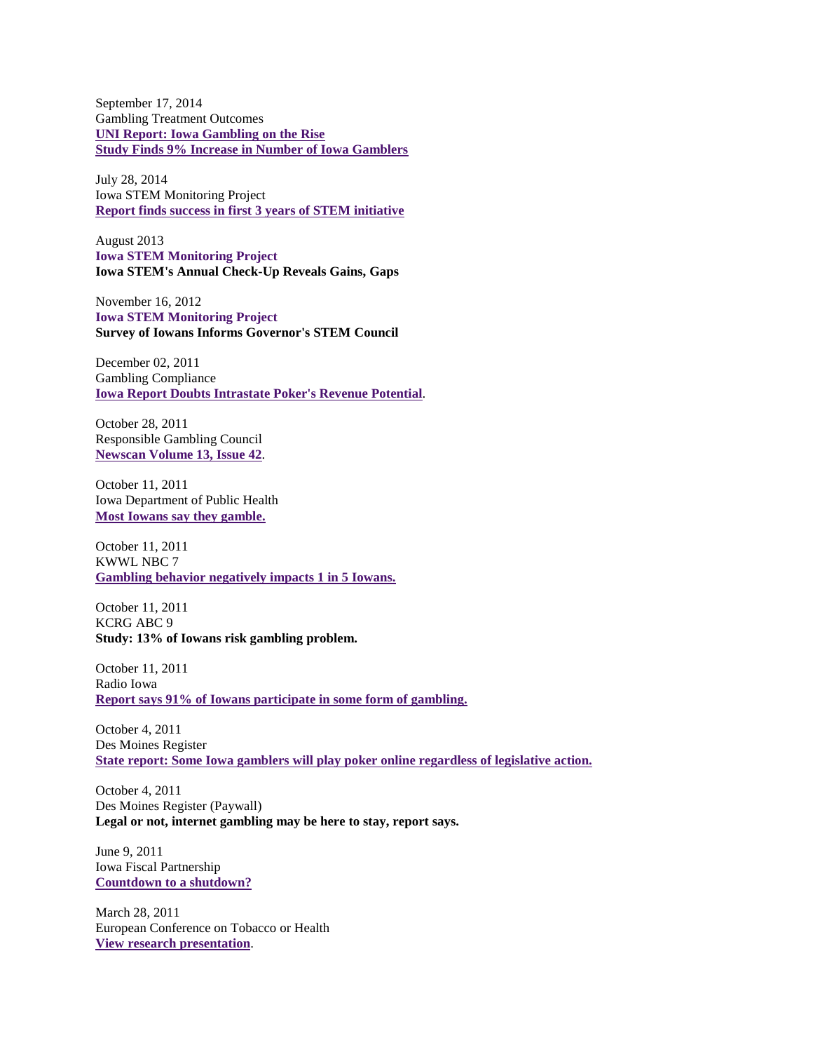September 17, 2014
Gambling Treatment Outcomes
**UNI Report: Iowa Gambling on the Rise**
**Study Finds 9% Increase in Number of Iowa Gamblers**

July 28, 2014
Iowa STEM Monitoring Project
**Report finds success in first 3 years of STEM initiative**

August 2013
**Iowa STEM Monitoring Project**
**Iowa STEM's Annual Check-Up Reveals Gains, Gaps**

November 16, 2012
**Iowa STEM Monitoring Project**
**Survey of Iowans Informs Governor's STEM Council**

December 02, 2011
Gambling Compliance
**Iowa Report Doubts Intrastate Poker's Revenue Potential**.

October 28, 2011
Responsible Gambling Council
**Newscan Volume 13, Issue 42**.

October 11, 2011
Iowa Department of Public Health
**Most Iowans say they gamble.**

October 11, 2011
KWWL NBC 7
**Gambling behavior negatively impacts 1 in 5 Iowans.**

October 11, 2011
KCRG ABC 9
**Study: 13% of Iowans risk gambling problem.**

October 11, 2011
Radio Iowa
**Report says 91% of Iowans participate in some form of gambling.**

October 4, 2011
Des Moines Register
**State report: Some Iowa gamblers will play poker online regardless of legislative action.**

October 4, 2011
Des Moines Register (Paywall)
**Legal or not, internet gambling may be here to stay, report says.**

June 9, 2011
Iowa Fiscal Partnership
**Countdown to a shutdown?**

March 28, 2011
European Conference on Tobacco or Health
**View research presentation**.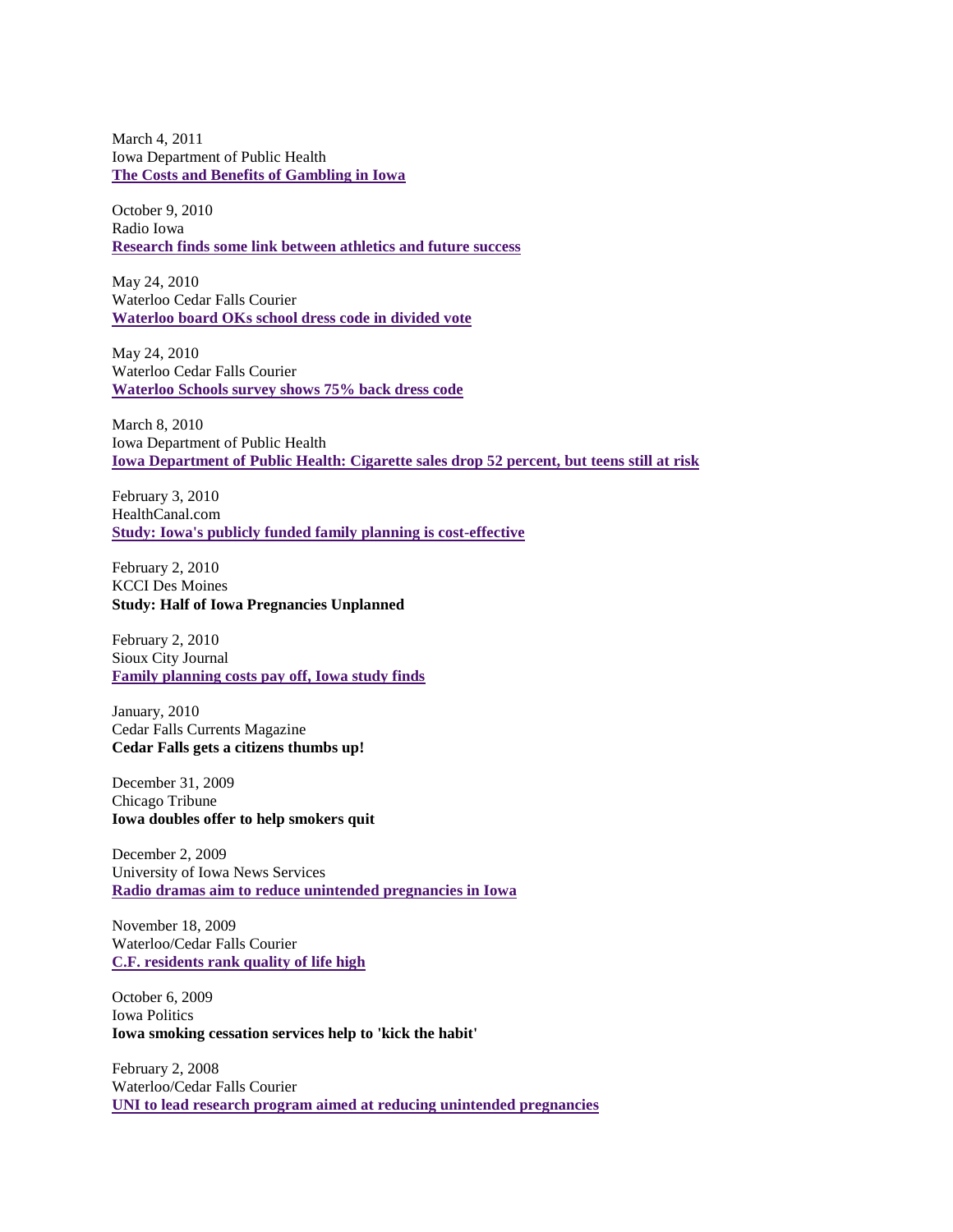March 4, 2011
Iowa Department of Public Health
**The Costs and Benefits of Gambling in Iowa**

October 9, 2010
Radio Iowa
**Research finds some link between athletics and future success**

May 24, 2010
Waterloo Cedar Falls Courier
**Waterloo board OKs school dress code in divided vote**

May 24, 2010
Waterloo Cedar Falls Courier
**Waterloo Schools survey shows 75% back dress code**

March 8, 2010
Iowa Department of Public Health
**Iowa Department of Public Health: Cigarette sales drop 52 percent, but teens still at risk**

February 3, 2010
HealthCanal.com
**Study: Iowa's publicly funded family planning is cost-effective**

February 2, 2010
KCCI Des Moines
**Study: Half of Iowa Pregnancies Unplanned**

February 2, 2010
Sioux City Journal
**Family planning costs pay off, Iowa study finds**

January, 2010
Cedar Falls Currents Magazine
**Cedar Falls gets a citizens thumbs up!**

December 31, 2009
Chicago Tribune
**Iowa doubles offer to help smokers quit**

December 2, 2009
University of Iowa News Services
**Radio dramas aim to reduce unintended pregnancies in Iowa**

November 18, 2009
Waterloo/Cedar Falls Courier
**C.F. residents rank quality of life high**

October 6, 2009
Iowa Politics
**Iowa smoking cessation services help to 'kick the habit'**

February 2, 2008
Waterloo/Cedar Falls Courier
**UNI to lead research program aimed at reducing unintended pregnancies**